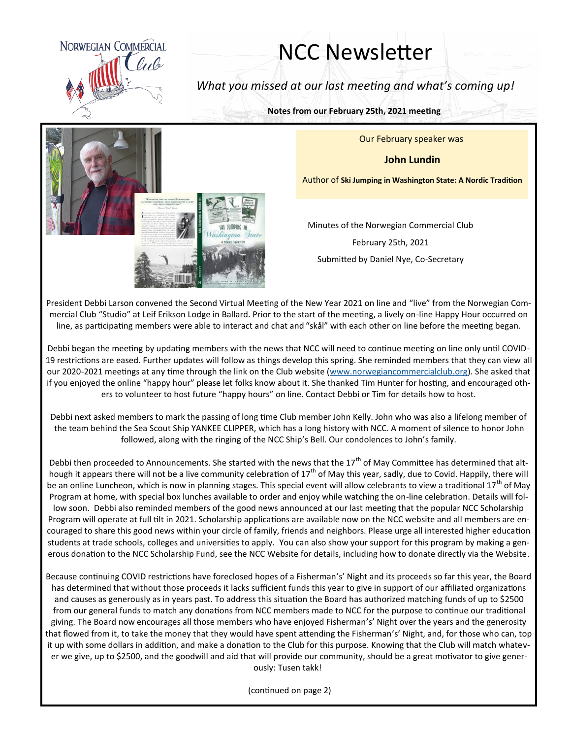# NCC Newsletter

*What you missed at our last meeting and what's coming up!*

**Notes from our February 25th, 2021 meeting**

Our February speaker was

**John Lundin**

Author of **Ski Jumping in Washington State: A Nordic Tradition**

Minutes of the Norwegian Commercial Club

February 25th, 2021

Submitted by Daniel Nye, Co-Secretary

President Debbi Larson convened the Second Virtual Meeting of the New Year 2021 on line and "live" from the Norwegian Commercial Club "Studio" at Leif Erikson Lodge in Ballard. Prior to the start of the meeting, a lively on-line Happy Hour occurred on line, as participating members were able to interact and chat and "skål" with each other on line before the meeting began.

Debbi began the meeting by updating members with the news that NCC will need to continue meeting on line only until COVID-19 restrictions are eased. Further updates will follow as things develop this spring. She reminded members that they can view all our 2020-2021 meetings at any time through the link on the Club website (www.norwegiancommercialclub.org). She asked that if you enjoyed the online "happy hour" please let folks know about it. She thanked Tim Hunter for hosting, and encouraged others to volunteer to host future "happy hours" on line. Contact Debbi or Tim for details how to host.

Debbi next asked members to mark the passing of long time Club member John Kelly. John who was also a lifelong member of the team behind the Sea Scout Ship YANKEE CLIPPER, which has a long history with NCC. A moment of silence to honor John followed, along with the ringing of the NCC Ship's Bell. Our condolences to John's family.

Debbi then proceeded to Announcements. She started with the news that the 17th of May Committee has determined that although it appears there will not be a live community celebration of 17th of May this year, sadly, due to Covid. Happily, there will be an online Luncheon, which is now in planning stages. This special event will allow celebrants to view a traditional 17th of May Program at home, with special box lunches available to order and enjoy while watching the on-line celebration. Details will follow soon. Debbi also reminded members of the good news announced at our last meeting that the popular NCC Scholarship Program will operate at full tilt in 2021. Scholarship applications are available now on the NCC website and all members are encouraged to share this good news within your circle of family, friends and neighbors. Please urge all interested higher education students at trade schools, colleges and universities to apply. You can also show your support for this program by making a generous donation to the NCC Scholarship Fund, see the NCC Website for details, including how to donate directly via the Website.

Because continuing COVID restrictions have foreclosed hopes of a Fisherman's' Night and its proceeds so far this year, the Board has determined that without those proceeds it lacks sufficient funds this year to give in support of our affiliated organizations and causes as generously as in years past. To address this situation the Board has authorized matching funds of up to $2500 from our general funds to match any donations from NCC members made to NCC for the purpose to continue our traditional giving. The Board now encourages all those members who have enjoyed Fisherman's' Night over the years and the generosity that flowed from it, to take the money that they would have spent attending the Fisherman's' Night, and, for those who can, top it up with some dollars in addition, and make a donation to the Club for this purpose. Knowing that the Club will match whatever we give, up to $2500, and the goodwill and aid that will provide our community, should be a great motivator to give generously: Tusen takk!

(continued on page 2)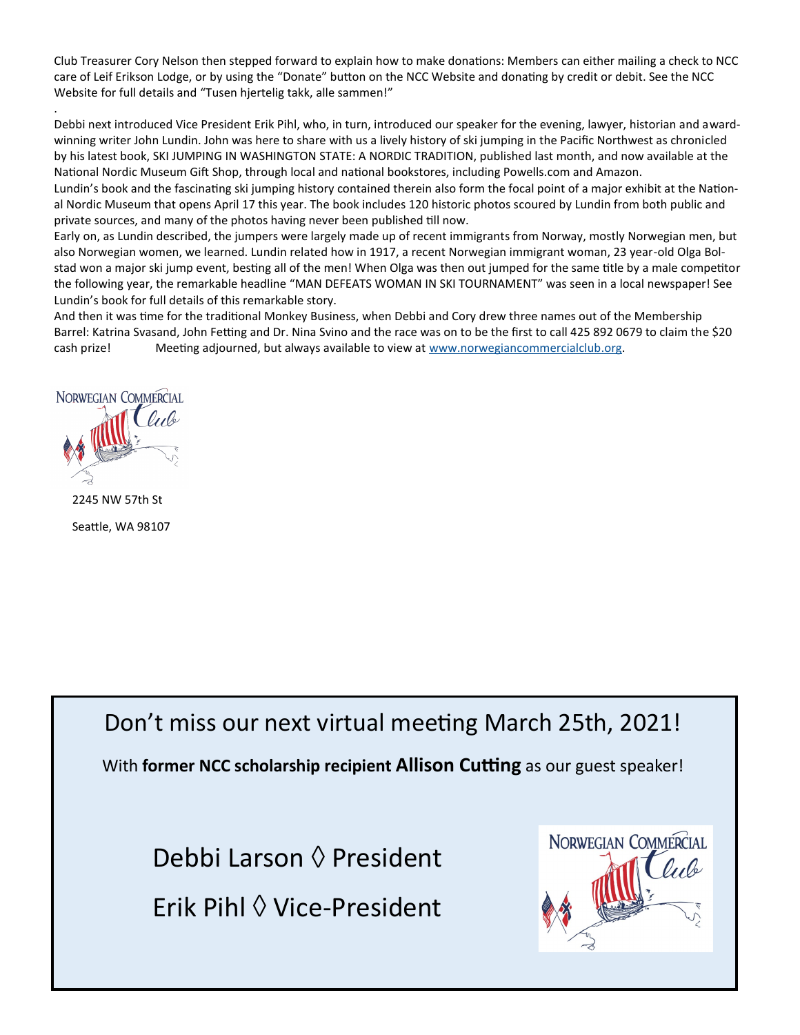Club Treasurer Cory Nelson then stepped forward to explain how to make donations: Members can either mailing a check to NCC care of Leif Erikson Lodge, or by using the "Donate" button on the NCC Website and donating by credit or debit. See the NCC Website for full details and "Tusen hjertelig takk, alle sammen!"

.

Debbi next introduced Vice President Erik Pihl, who, in turn, introduced our speaker for the evening, lawyer, historian and award-winning writer John Lundin. John was here to share with us a lively history of ski jumping in the Pacific Northwest as chronicled by his latest book, SKI JUMPING IN WASHINGTON STATE: A NORDIC TRADITION, published last month, and now available at the National Nordic Museum Gift Shop, through local and national bookstores, including Powells.com and Amazon.

Lundin's book and the fascinating ski jumping history contained therein also form the focal point of a major exhibit at the National Nordic Museum that opens April 17 this year. The book includes 120 historic photos scoured by Lundin from both public and private sources, and many of the photos having never been published till now.

Early on, as Lundin described, the jumpers were largely made up of recent immigrants from Norway, mostly Norwegian men, but also Norwegian women, we learned. Lundin related how in 1917, a recent Norwegian immigrant woman, 23 year-old Olga Bolstad won a major ski jump event, besting all of the men! When Olga was then out jumped for the same title by a male competitor the following year, the remarkable headline "MAN DEFEATS WOMAN IN SKI TOURNAMENT" was seen in a local newspaper! See Lundin's book for full details of this remarkable story.

And then it was time for the traditional Monkey Business, when Debbi and Cory drew three names out of the Membership Barrel: Katrina Svasand, John Fetting and Dr. Nina Svino and the race was on to be the first to call 425 892 0679 to claim the $20 cash prize! Meeting adjourned, but always available to view at www.norwegiancommercialclub.org.

NORWEGIAN COMMERCIAL Club

2245 NW 57th St

Seattle, WA 98107

## Don't miss our next virtual meeting March 25th, 2021!

With **former NCC scholarship recipient Allison Cutting** as our guest speaker!

Debbi Larson ◊ President

Erik Pihl ◊ Vice-President

NORWEGIAN COMMERCIAL Club